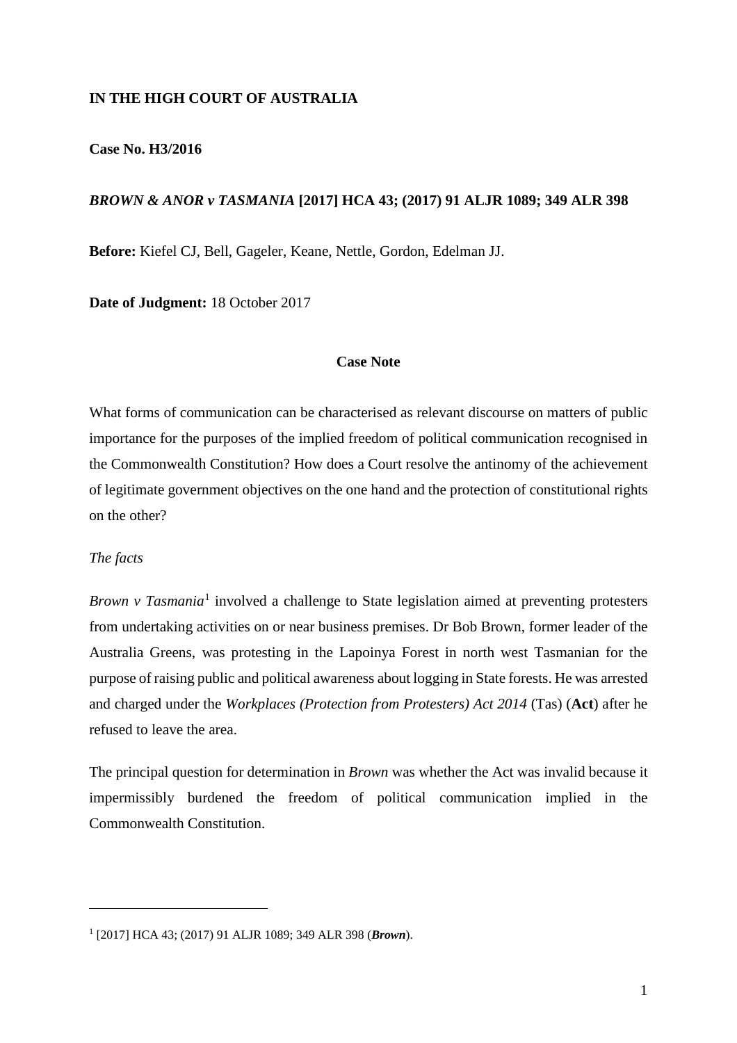**IN THE HIGH COURT OF AUSTRALIA**

**Case No. H3/2016**

***BROWN & ANOR v TASMANIA* [2017] HCA 43; (2017) 91 ALJR 1089; 349 ALR 398**

**Before:** Kiefel CJ, Bell, Gageler, Keane, Nettle, Gordon, Edelman JJ.

**Date of Judgment:** 18 October 2017

**Case Note**

What forms of communication can be characterised as relevant discourse on matters of public importance for the purposes of the implied freedom of political communication recognised in the Commonwealth Constitution? How does a Court resolve the antinomy of the achievement of legitimate government objectives on the one hand and the protection of constitutional rights on the other?

*The facts*

*Brown v Tasmania*[1] involved a challenge to State legislation aimed at preventing protesters from undertaking activities on or near business premises. Dr Bob Brown, former leader of the Australia Greens, was protesting in the Lapoinya Forest in north west Tasmanian for the purpose of raising public and political awareness about logging in State forests. He was arrested and charged under the *Workplaces (Protection from Protesters) Act 2014* (Tas) (**Act**) after he refused to leave the area.

The principal question for determination in *Brown* was whether the Act was invalid because it impermissibly burdened the freedom of political communication implied in the Commonwealth Constitution.

---

[1] [2017] HCA 43; (2017) 91 ALJR 1089; 349 ALR 398 (***Brown***).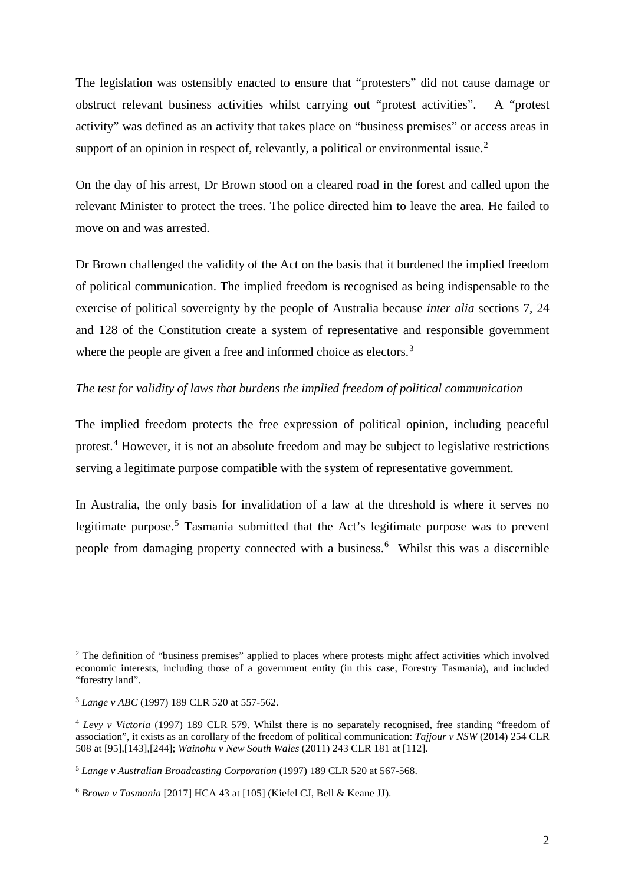The legislation was ostensibly enacted to ensure that "protesters" did not cause damage or obstruct relevant business activities whilst carrying out "protest activities". A "protest activity" was defined as an activity that takes place on "business premises" or access areas in support of an opinion in respect of, relevantly, a political or environmental issue.[2]

On the day of his arrest, Dr Brown stood on a cleared road in the forest and called upon the relevant Minister to protect the trees. The police directed him to leave the area. He failed to move on and was arrested.

Dr Brown challenged the validity of the Act on the basis that it burdened the implied freedom of political communication. The implied freedom is recognised as being indispensable to the exercise of political sovereignty by the people of Australia because *inter alia* sections 7, 24 and 128 of the Constitution create a system of representative and responsible government where the people are given a free and informed choice as electors.[3]

*The test for validity of laws that burdens the implied freedom of political communication*

The implied freedom protects the free expression of political opinion, including peaceful protest.[4] However, it is not an absolute freedom and may be subject to legislative restrictions serving a legitimate purpose compatible with the system of representative government.

In Australia, the only basis for invalidation of a law at the threshold is where it serves no legitimate purpose.[5] Tasmania submitted that the Act's legitimate purpose was to prevent people from damaging property connected with a business.[6] Whilst this was a discernible

---

[2] The definition of "business premises" applied to places where protests might affect activities which involved economic interests, including those of a government entity (in this case, Forestry Tasmania), and included "forestry land".

[3] *Lange v ABC* (1997) 189 CLR 520 at 557-562.

[4] *Levy v Victoria* (1997) 189 CLR 579. Whilst there is no separately recognised, free standing "freedom of association", it exists as an corollary of the freedom of political communication: *Tajjour v NSW* (2014) 254 CLR 508 at [95],[143],[244]; *Wainohu v New South Wales* (2011) 243 CLR 181 at [112].

[5] *Lange v Australian Broadcasting Corporation* (1997) 189 CLR 520 at 567-568.

[6] *Brown v Tasmania* [2017] HCA 43 at [105] (Kiefel CJ, Bell & Keane JJ).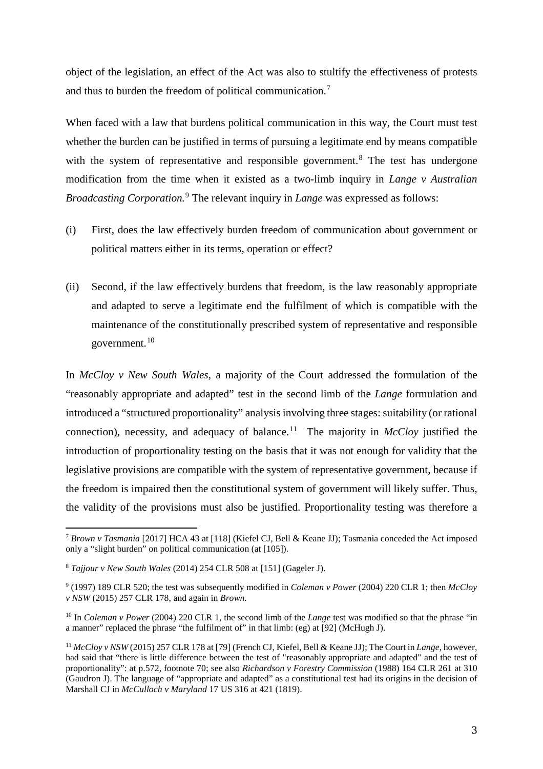object of the legislation, an effect of the Act was also to stultify the effectiveness of protests and thus to burden the freedom of political communication.[7]

When faced with a law that burdens political communication in this way, the Court must test whether the burden can be justified in terms of pursuing a legitimate end by means compatible with the system of representative and responsible government.[8] The test has undergone modification from the time when it existed as a two-limb inquiry in *Lange v Australian Broadcasting Corporation.*[9] The relevant inquiry in *Lange* was expressed as follows:

(i) First, does the law effectively burden freedom of communication about government or political matters either in its terms, operation or effect?

(ii) Second, if the law effectively burdens that freedom, is the law reasonably appropriate and adapted to serve a legitimate end the fulfilment of which is compatible with the maintenance of the constitutionally prescribed system of representative and responsible government.[10]

In *McCloy v New South Wales*, a majority of the Court addressed the formulation of the "reasonably appropriate and adapted" test in the second limb of the *Lange* formulation and introduced a "structured proportionality" analysis involving three stages: suitability (or rational connection), necessity, and adequacy of balance.[11] The majority in *McCloy* justified the introduction of proportionality testing on the basis that it was not enough for validity that the legislative provisions are compatible with the system of representative government, because if the freedom is impaired then the constitutional system of government will likely suffer. Thus, the validity of the provisions must also be justified. Proportionality testing was therefore a

---

[7] *Brown v Tasmania* [2017] HCA 43 at [118] (Kiefel CJ, Bell & Keane JJ); Tasmania conceded the Act imposed only a "slight burden" on political communication (at [105]).

[8] *Tajjour v New South Wales* (2014) 254 CLR 508 at [151] (Gageler J).

[9] (1997) 189 CLR 520; the test was subsequently modified in *Coleman v Power* (2004) 220 CLR 1; then *McCloy v NSW* (2015) 257 CLR 178, and again in *Brown.*

[10] In *Coleman v Power* (2004) 220 CLR 1, the second limb of the *Lange* test was modified so that the phrase "in a manner" replaced the phrase "the fulfilment of" in that limb: (eg) at [92] (McHugh J).

[11] *McCloy v NSW* (2015) 257 CLR 178 at [79] (French CJ, Kiefel, Bell & Keane JJ); The Court in *Lange*, however, had said that "there is little difference between the test of "reasonably appropriate and adapted" and the test of proportionality": at p.572, footnote 70; see also *Richardson v Forestry Commission* (1988) 164 CLR 261 at 310 (Gaudron J). The language of "appropriate and adapted" as a constitutional test had its origins in the decision of Marshall CJ in *McCulloch v Maryland* 17 US 316 at 421 (1819).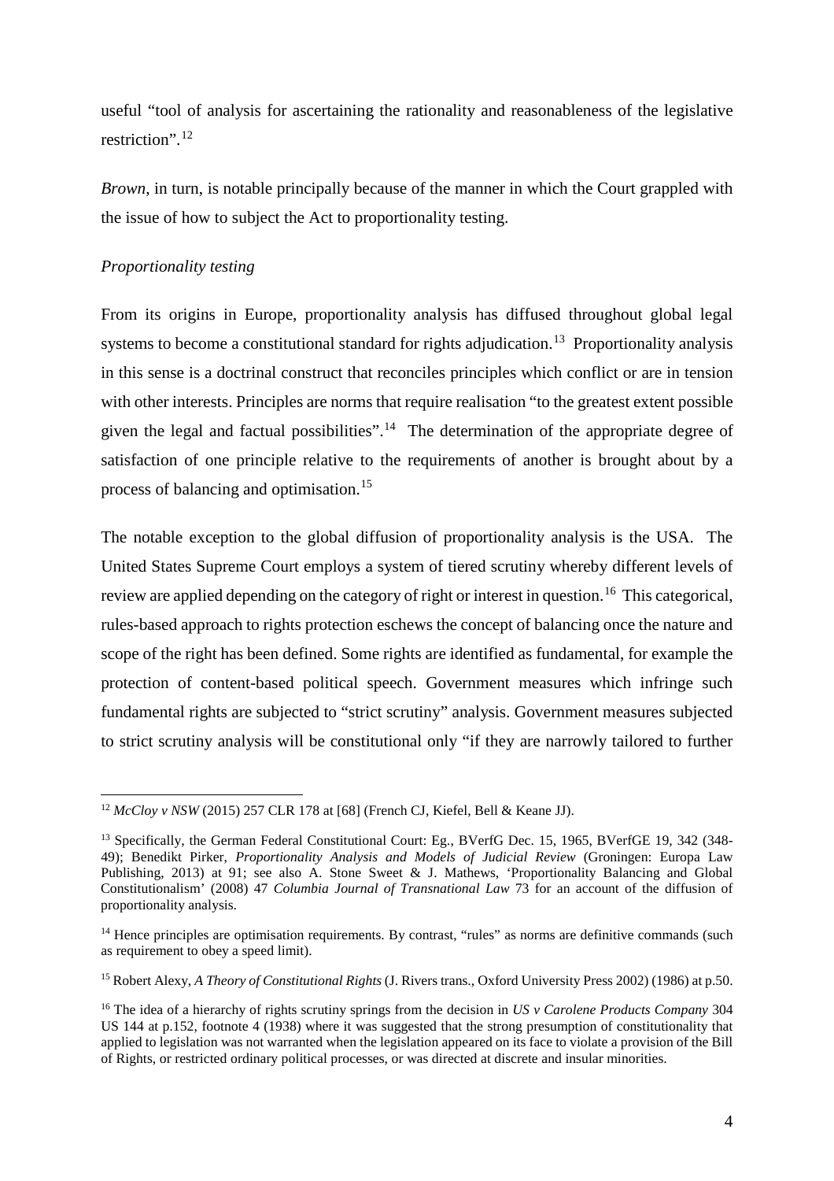useful "tool of analysis for ascertaining the rationality and reasonableness of the legislative restriction".[12]

*Brown*, in turn, is notable principally because of the manner in which the Court grappled with the issue of how to subject the Act to proportionality testing.

*Proportionality testing*

From its origins in Europe, proportionality analysis has diffused throughout global legal systems to become a constitutional standard for rights adjudication.[13] Proportionality analysis in this sense is a doctrinal construct that reconciles principles which conflict or are in tension with other interests. Principles are norms that require realisation "to the greatest extent possible given the legal and factual possibilities".[14] The determination of the appropriate degree of satisfaction of one principle relative to the requirements of another is brought about by a process of balancing and optimisation.[15]

The notable exception to the global diffusion of proportionality analysis is the USA. The United States Supreme Court employs a system of tiered scrutiny whereby different levels of review are applied depending on the category of right or interest in question.[16] This categorical, rules-based approach to rights protection eschews the concept of balancing once the nature and scope of the right has been defined. Some rights are identified as fundamental, for example the protection of content-based political speech. Government measures which infringe such fundamental rights are subjected to "strict scrutiny" analysis. Government measures subjected to strict scrutiny analysis will be constitutional only "if they are narrowly tailored to further

---

[12] *McCloy v NSW* (2015) 257 CLR 178 at [68] (French CJ, Kiefel, Bell & Keane JJ).

[13] Specifically, the German Federal Constitutional Court: Eg., BVerfG Dec. 15, 1965, BVerfGE 19, 342 (348-49); Benedikt Pirker, *Proportionality Analysis and Models of Judicial Review* (Groningen: Europa Law Publishing, 2013) at 91; see also A. Stone Sweet & J. Mathews, 'Proportionality Balancing and Global Constitutionalism' (2008) 47 *Columbia Journal of Transnational Law* 73 for an account of the diffusion of proportionality analysis.

[14] Hence principles are optimisation requirements. By contrast, "rules" as norms are definitive commands (such as requirement to obey a speed limit).

[15] Robert Alexy, *A Theory of Constitutional Rights* (J. Rivers trans., Oxford University Press 2002) (1986) at p.50.

[16] The idea of a hierarchy of rights scrutiny springs from the decision in *US v Carolene Products Company* 304 US 144 at p.152, footnote 4 (1938) where it was suggested that the strong presumption of constitutionality that applied to legislation was not warranted when the legislation appeared on its face to violate a provision of the Bill of Rights, or restricted ordinary political processes, or was directed at discrete and insular minorities.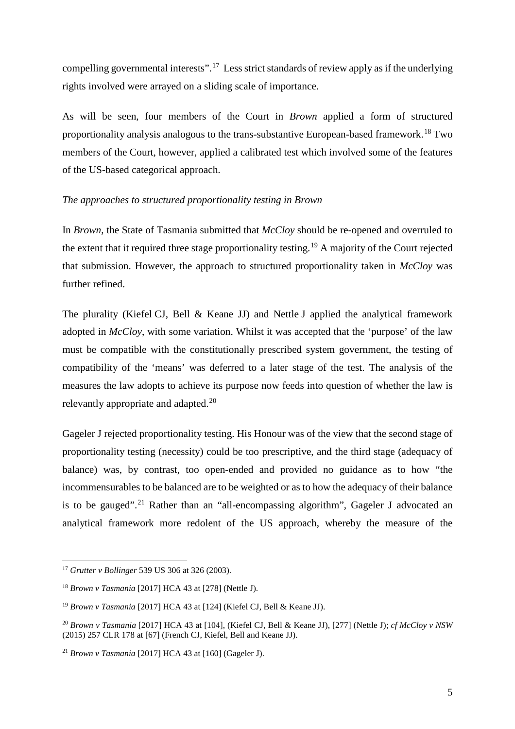compelling governmental interests".[17] Less strict standards of review apply as if the underlying rights involved were arrayed on a sliding scale of importance.

As will be seen, four members of the Court in *Brown* applied a form of structured proportionality analysis analogous to the trans-substantive European-based framework.[18] Two members of the Court, however, applied a calibrated test which involved some of the features of the US-based categorical approach.

*The approaches to structured proportionality testing in Brown*

In *Brown*, the State of Tasmania submitted that *McCloy* should be re-opened and overruled to the extent that it required three stage proportionality testing.[19] A majority of the Court rejected that submission. However, the approach to structured proportionality taken in *McCloy* was further refined.

The plurality (Kiefel CJ, Bell & Keane JJ) and Nettle J applied the analytical framework adopted in *McCloy*, with some variation. Whilst it was accepted that the 'purpose' of the law must be compatible with the constitutionally prescribed system government, the testing of compatibility of the 'means' was deferred to a later stage of the test. The analysis of the measures the law adopts to achieve its purpose now feeds into question of whether the law is relevantly appropriate and adapted.[20]

Gageler J rejected proportionality testing. His Honour was of the view that the second stage of proportionality testing (necessity) could be too prescriptive, and the third stage (adequacy of balance) was, by contrast, too open-ended and provided no guidance as to how "the incommensurables to be balanced are to be weighted or as to how the adequacy of their balance is to be gauged".[21] Rather than an "all-encompassing algorithm", Gageler J advocated an analytical framework more redolent of the US approach, whereby the measure of the

[17] *Grutter v Bollinger* 539 US 306 at 326 (2003).

[18] *Brown v Tasmania* [2017] HCA 43 at [278] (Nettle J).

[19] *Brown v Tasmania* [2017] HCA 43 at [124] (Kiefel CJ, Bell & Keane JJ).

[20] *Brown v Tasmania* [2017] HCA 43 at [104], (Kiefel CJ, Bell & Keane JJ), [277] (Nettle J); *cf McCloy v NSW* (2015) 257 CLR 178 at [67] (French CJ, Kiefel, Bell and Keane JJ).

[21] *Brown v Tasmania* [2017] HCA 43 at [160] (Gageler J).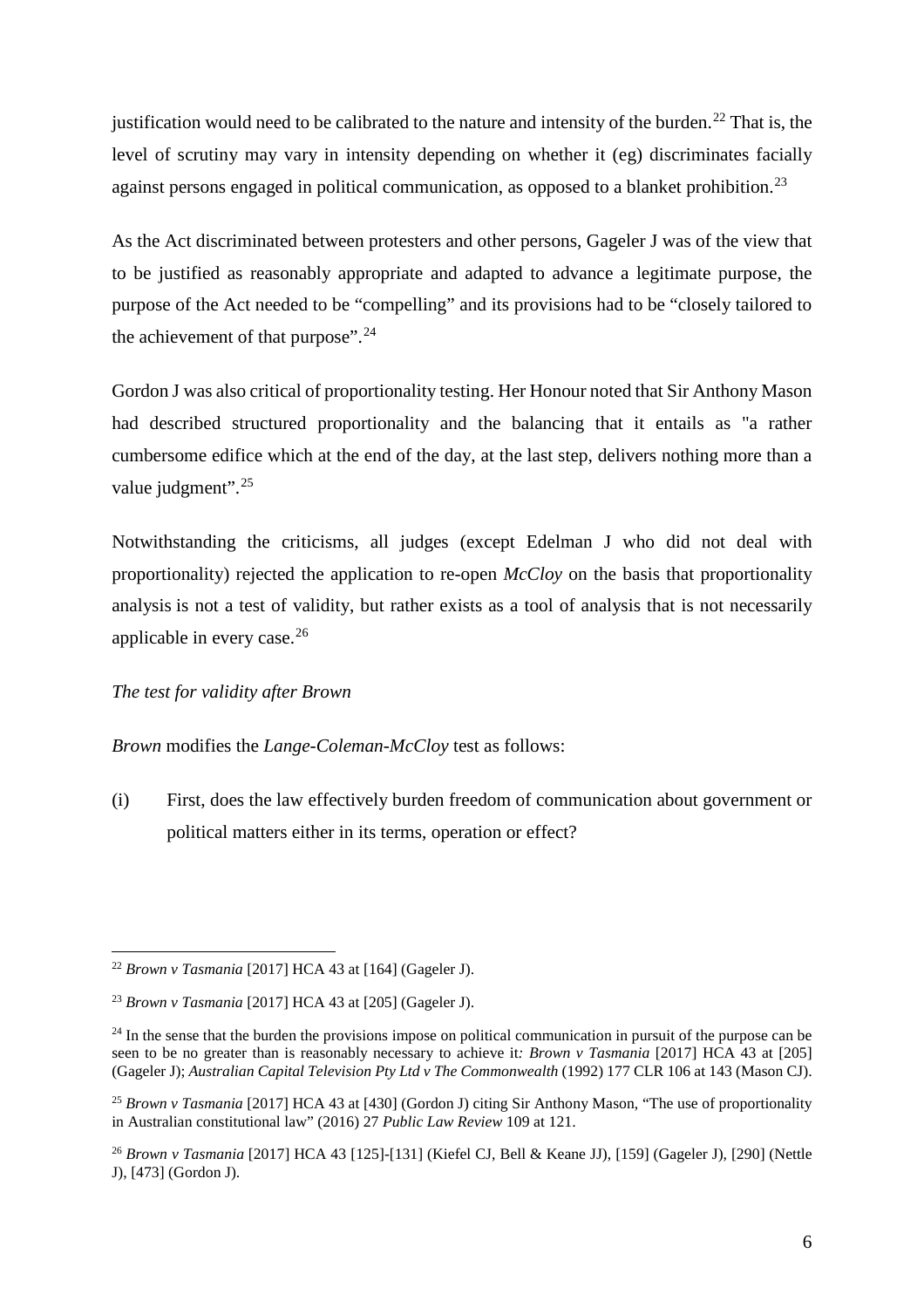justification would need to be calibrated to the nature and intensity of the burden.[22] That is, the level of scrutiny may vary in intensity depending on whether it (eg) discriminates facially against persons engaged in political communication, as opposed to a blanket prohibition.[23]

As the Act discriminated between protesters and other persons, Gageler J was of the view that to be justified as reasonably appropriate and adapted to advance a legitimate purpose, the purpose of the Act needed to be "compelling" and its provisions had to be "closely tailored to the achievement of that purpose".[24]

Gordon J was also critical of proportionality testing. Her Honour noted that Sir Anthony Mason had described structured proportionality and the balancing that it entails as "a rather cumbersome edifice which at the end of the day, at the last step, delivers nothing more than a value judgment".[25]

Notwithstanding the criticisms, all judges (except Edelman J who did not deal with proportionality) rejected the application to re-open *McCloy* on the basis that proportionality analysis is not a test of validity, but rather exists as a tool of analysis that is not necessarily applicable in every case.[26]

*The test for validity after Brown*

*Brown* modifies the *Lange-Coleman-McCloy* test as follows:

(i) First, does the law effectively burden freedom of communication about government or political matters either in its terms, operation or effect?

---

[22] *Brown v Tasmania* [2017] HCA 43 at [164] (Gageler J).

[23] *Brown v Tasmania* [2017] HCA 43 at [205] (Gageler J).

[24] In the sense that the burden the provisions impose on political communication in pursuit of the purpose can be seen to be no greater than is reasonably necessary to achieve it*: Brown v Tasmania* [2017] HCA 43 at [205] (Gageler J); *Australian Capital Television Pty Ltd v The Commonwealth* (1992) 177 CLR 106 at 143 (Mason CJ).

[25] *Brown v Tasmania* [2017] HCA 43 at [430] (Gordon J) citing Sir Anthony Mason, "The use of proportionality in Australian constitutional law" (2016) 27 *Public Law Review* 109 at 121.

[26] *Brown v Tasmania* [2017] HCA 43 [125]-[131] (Kiefel CJ, Bell & Keane JJ), [159] (Gageler J), [290] (Nettle J), [473] (Gordon J).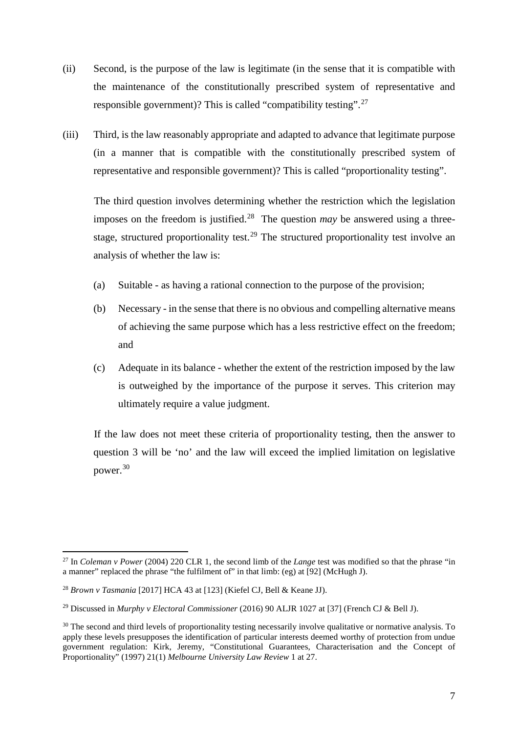(ii) Second, is the purpose of the law is legitimate (in the sense that it is compatible with the maintenance of the constitutionally prescribed system of representative and responsible government)? This is called "compatibility testing".[27]

(iii) Third, is the law reasonably appropriate and adapted to advance that legitimate purpose (in a manner that is compatible with the constitutionally prescribed system of representative and responsible government)? This is called "proportionality testing".

The third question involves determining whether the restriction which the legislation imposes on the freedom is justified.[28] The question *may* be answered using a three-stage, structured proportionality test.[29] The structured proportionality test involve an analysis of whether the law is:

(a) Suitable - as having a rational connection to the purpose of the provision;

(b) Necessary - in the sense that there is no obvious and compelling alternative means of achieving the same purpose which has a less restrictive effect on the freedom; and

(c) Adequate in its balance - whether the extent of the restriction imposed by the law is outweighed by the importance of the purpose it serves. This criterion may ultimately require a value judgment.

If the law does not meet these criteria of proportionality testing, then the answer to question 3 will be 'no' and the law will exceed the implied limitation on legislative power.[30]

---

[27] In *Coleman v Power* (2004) 220 CLR 1, the second limb of the *Lange* test was modified so that the phrase "in a manner" replaced the phrase "the fulfilment of" in that limb: (eg) at [92] (McHugh J).

[28] *Brown v Tasmania* [2017] HCA 43 at [123] (Kiefel CJ, Bell & Keane JJ).

[29] Discussed in *Murphy v Electoral Commissioner* (2016) 90 ALJR 1027 at [37] (French CJ & Bell J).

[30] The second and third levels of proportionality testing necessarily involve qualitative or normative analysis. To apply these levels presupposes the identification of particular interests deemed worthy of protection from undue government regulation: Kirk, Jeremy, "Constitutional Guarantees, Characterisation and the Concept of Proportionality" (1997) 21(1) *Melbourne University Law Review* 1 at 27.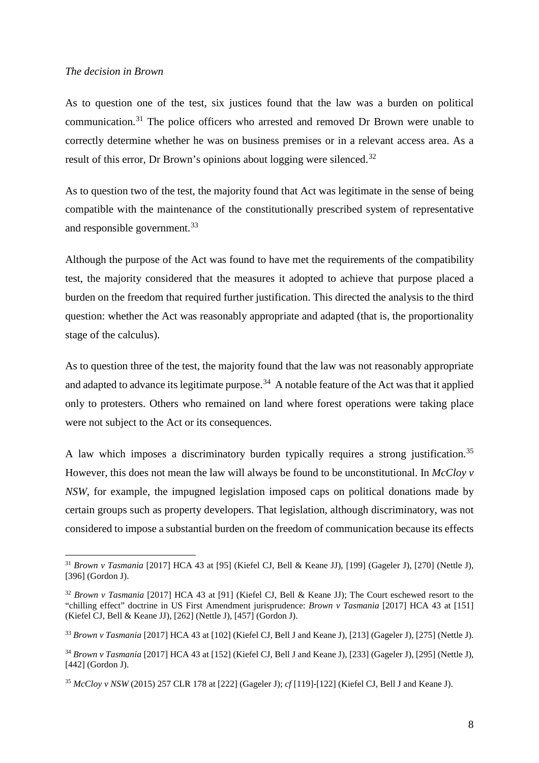*The decision in Brown*

As to question one of the test, six justices found that the law was a burden on political communication.[31] The police officers who arrested and removed Dr Brown were unable to correctly determine whether he was on business premises or in a relevant access area. As a result of this error, Dr Brown's opinions about logging were silenced.[32]

As to question two of the test, the majority found that Act was legitimate in the sense of being compatible with the maintenance of the constitutionally prescribed system of representative and responsible government.[33]

Although the purpose of the Act was found to have met the requirements of the compatibility test, the majority considered that the measures it adopted to achieve that purpose placed a burden on the freedom that required further justification. This directed the analysis to the third question: whether the Act was reasonably appropriate and adapted (that is, the proportionality stage of the calculus).

As to question three of the test, the majority found that the law was not reasonably appropriate and adapted to advance its legitimate purpose.[34] A notable feature of the Act was that it applied only to protesters. Others who remained on land where forest operations were taking place were not subject to the Act or its consequences.

A law which imposes a discriminatory burden typically requires a strong justification.[35] However, this does not mean the law will always be found to be unconstitutional. In *McCloy v NSW*, for example, the impugned legislation imposed caps on political donations made by certain groups such as property developers. That legislation, although discriminatory, was not considered to impose a substantial burden on the freedom of communication because its effects

---

[31] *Brown v Tasmania* [2017] HCA 43 at [95] (Kiefel CJ, Bell & Keane JJ), [199] (Gageler J), [270] (Nettle J), [396] (Gordon J).

[32] *Brown v Tasmania* [2017] HCA 43 at [91] (Kiefel CJ, Bell & Keane JJ); The Court eschewed resort to the "chilling effect" doctrine in US First Amendment jurisprudence: *Brown v Tasmania* [2017] HCA 43 at [151] (Kiefel CJ, Bell & Keane JJ), [262] (Nettle J), [457] (Gordon J).

[33] *Brown v Tasmania* [2017] HCA 43 at [102] (Kiefel CJ, Bell J and Keane J), [213] (Gageler J), [275] (Nettle J).

[34] *Brown v Tasmania* [2017] HCA 43 at [152] (Kiefel CJ, Bell J and Keane J), [233] (Gageler J), [295] (Nettle J), [442] (Gordon J).

[35] *McCloy v NSW* (2015) 257 CLR 178 at [222] (Gageler J); *cf* [119]-[122] (Kiefel CJ, Bell J and Keane J).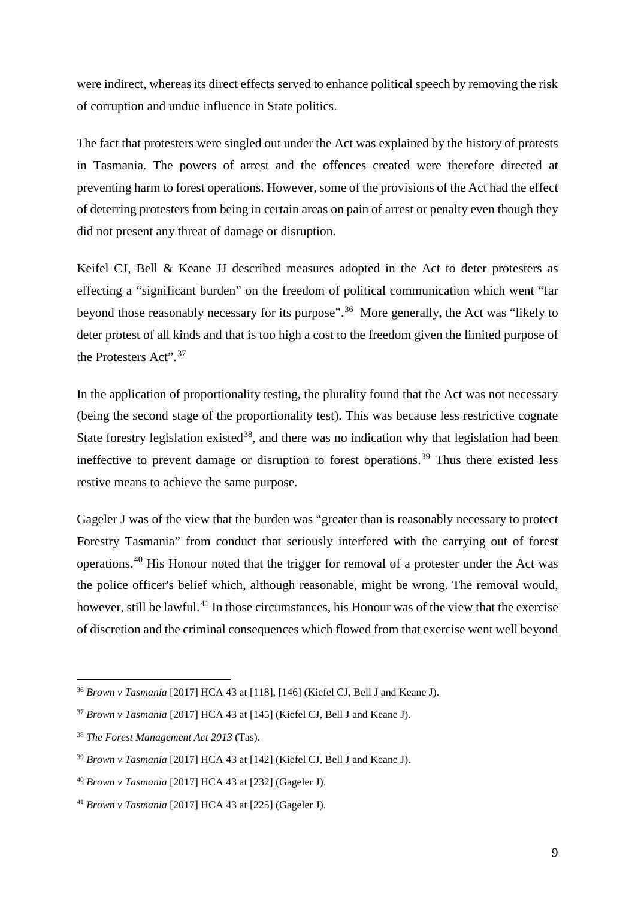were indirect, whereas its direct effects served to enhance political speech by removing the risk of corruption and undue influence in State politics.

The fact that protesters were singled out under the Act was explained by the history of protests in Tasmania. The powers of arrest and the offences created were therefore directed at preventing harm to forest operations. However, some of the provisions of the Act had the effect of deterring protesters from being in certain areas on pain of arrest or penalty even though they did not present any threat of damage or disruption.

Keifel CJ, Bell & Keane JJ described measures adopted in the Act to deter protesters as effecting a "significant burden" on the freedom of political communication which went "far beyond those reasonably necessary for its purpose".[36] More generally, the Act was "likely to deter protest of all kinds and that is too high a cost to the freedom given the limited purpose of the Protesters Act".[37]

In the application of proportionality testing, the plurality found that the Act was not necessary (being the second stage of the proportionality test). This was because less restrictive cognate State forestry legislation existed[38], and there was no indication why that legislation had been ineffective to prevent damage or disruption to forest operations.[39] Thus there existed less restive means to achieve the same purpose.

Gageler J was of the view that the burden was "greater than is reasonably necessary to protect Forestry Tasmania" from conduct that seriously interfered with the carrying out of forest operations.[40] His Honour noted that the trigger for removal of a protester under the Act was the police officer's belief which, although reasonable, might be wrong. The removal would, however, still be lawful.[41] In those circumstances, his Honour was of the view that the exercise of discretion and the criminal consequences which flowed from that exercise went well beyond

[36] *Brown v Tasmania* [2017] HCA 43 at [118], [146] (Kiefel CJ, Bell J and Keane J).

[37] *Brown v Tasmania* [2017] HCA 43 at [145] (Kiefel CJ, Bell J and Keane J).

[38] *The Forest Management Act 2013* (Tas).

[39] *Brown v Tasmania* [2017] HCA 43 at [142] (Kiefel CJ, Bell J and Keane J).

[40] *Brown v Tasmania* [2017] HCA 43 at [232] (Gageler J).

[41] *Brown v Tasmania* [2017] HCA 43 at [225] (Gageler J).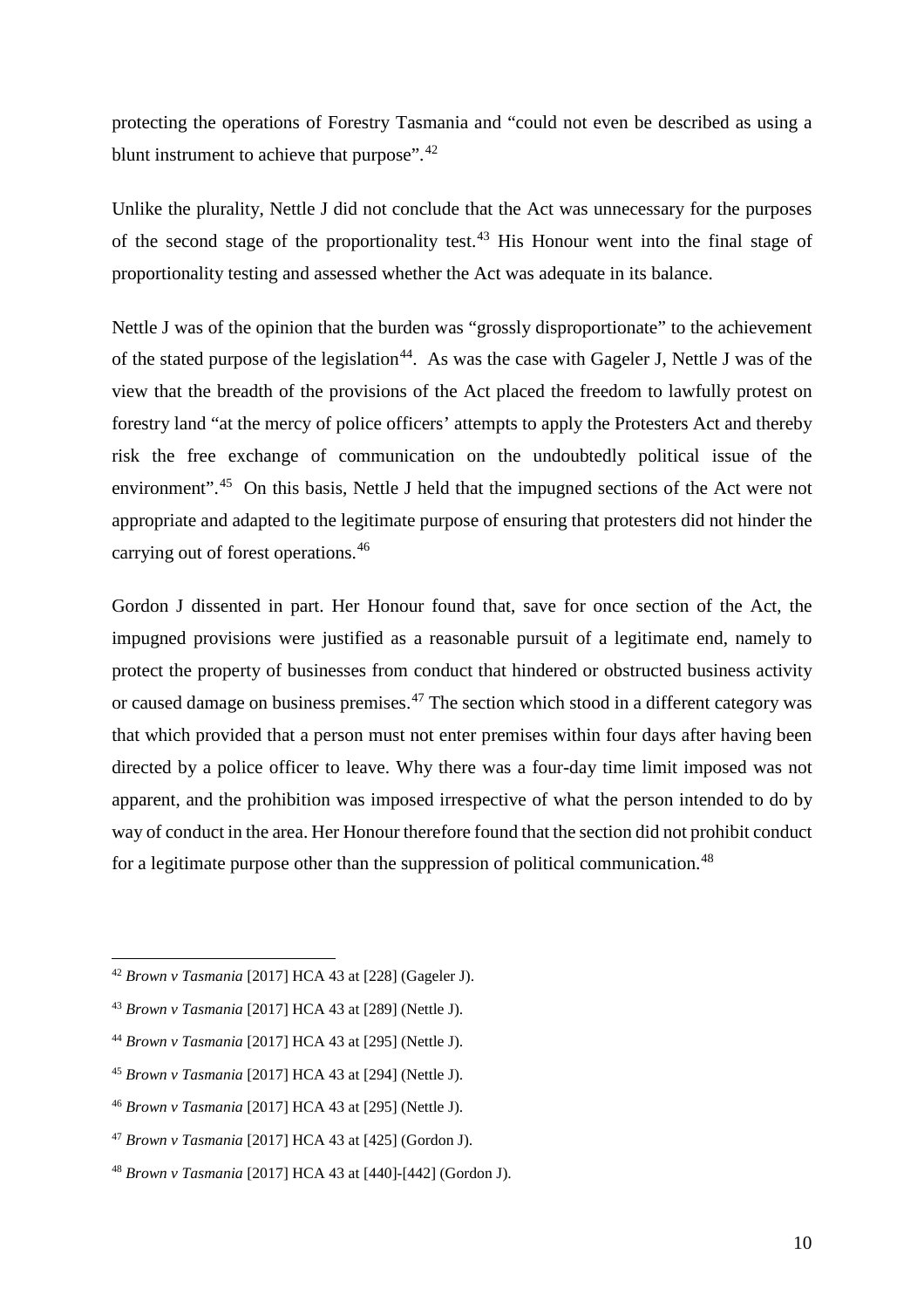protecting the operations of Forestry Tasmania and "could not even be described as using a blunt instrument to achieve that purpose".[42]

Unlike the plurality, Nettle J did not conclude that the Act was unnecessary for the purposes of the second stage of the proportionality test.[43] His Honour went into the final stage of proportionality testing and assessed whether the Act was adequate in its balance.

Nettle J was of the opinion that the burden was "grossly disproportionate" to the achievement of the stated purpose of the legislation[44]. As was the case with Gageler J, Nettle J was of the view that the breadth of the provisions of the Act placed the freedom to lawfully protest on forestry land "at the mercy of police officers' attempts to apply the Protesters Act and thereby risk the free exchange of communication on the undoubtedly political issue of the environment".[45] On this basis, Nettle J held that the impugned sections of the Act were not appropriate and adapted to the legitimate purpose of ensuring that protesters did not hinder the carrying out of forest operations.[46]

Gordon J dissented in part. Her Honour found that, save for once section of the Act, the impugned provisions were justified as a reasonable pursuit of a legitimate end, namely to protect the property of businesses from conduct that hindered or obstructed business activity or caused damage on business premises.[47] The section which stood in a different category was that which provided that a person must not enter premises within four days after having been directed by a police officer to leave. Why there was a four-day time limit imposed was not apparent, and the prohibition was imposed irrespective of what the person intended to do by way of conduct in the area. Her Honour therefore found that the section did not prohibit conduct for a legitimate purpose other than the suppression of political communication.[48]

---

[42] *Brown v Tasmania* [2017] HCA 43 at [228] (Gageler J).

[43] *Brown v Tasmania* [2017] HCA 43 at [289] (Nettle J).

[44] *Brown v Tasmania* [2017] HCA 43 at [295] (Nettle J).

[45] *Brown v Tasmania* [2017] HCA 43 at [294] (Nettle J).

[46] *Brown v Tasmania* [2017] HCA 43 at [295] (Nettle J).

[47] *Brown v Tasmania* [2017] HCA 43 at [425] (Gordon J).

[48] *Brown v Tasmania* [2017] HCA 43 at [440]-[442] (Gordon J).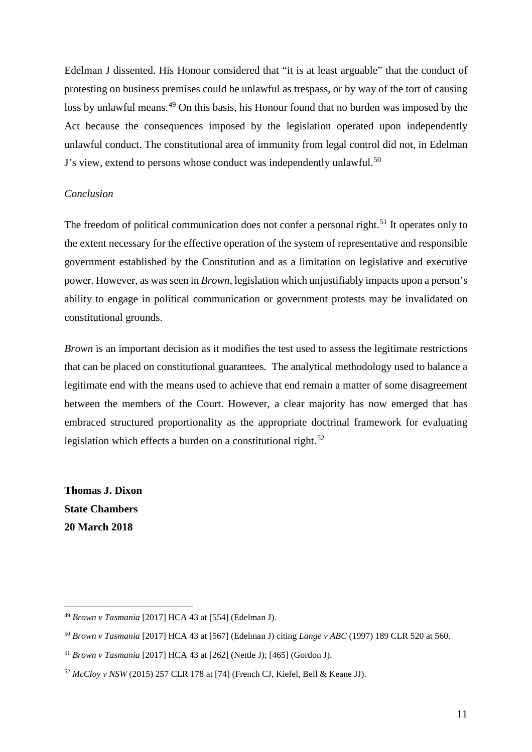Edelman J dissented. His Honour considered that "it is at least arguable" that the conduct of protesting on business premises could be unlawful as trespass, or by way of the tort of causing loss by unlawful means.[49] On this basis, his Honour found that no burden was imposed by the Act because the consequences imposed by the legislation operated upon independently unlawful conduct. The constitutional area of immunity from legal control did not, in Edelman J's view, extend to persons whose conduct was independently unlawful.[50]

*Conclusion*

The freedom of political communication does not confer a personal right.[51] It operates only to the extent necessary for the effective operation of the system of representative and responsible government established by the Constitution and as a limitation on legislative and executive power. However, as was seen in *Brown*, legislation which unjustifiably impacts upon a person's ability to engage in political communication or government protests may be invalidated on constitutional grounds.

*Brown* is an important decision as it modifies the test used to assess the legitimate restrictions that can be placed on constitutional guarantees. The analytical methodology used to balance a legitimate end with the means used to achieve that end remain a matter of some disagreement between the members of the Court. However, a clear majority has now emerged that has embraced structured proportionality as the appropriate doctrinal framework for evaluating legislation which effects a burden on a constitutional right.[52]

**Thomas J. Dixon**
**State Chambers**
**20 March 2018**

---

[49] *Brown v Tasmania* [2017] HCA 43 at [554] (Edelman J).

[50] *Brown v Tasmania* [2017] HCA 43 at [567] (Edelman J) citing *Lange v ABC* (1997) 189 CLR 520 at 560.

[51] *Brown v Tasmania* [2017] HCA 43 at [262] (Nettle J); [465] (Gordon J).

[52] *McCloy v NSW* (2015) 257 CLR 178 at [74] (French CJ, Kiefel, Bell & Keane JJ).